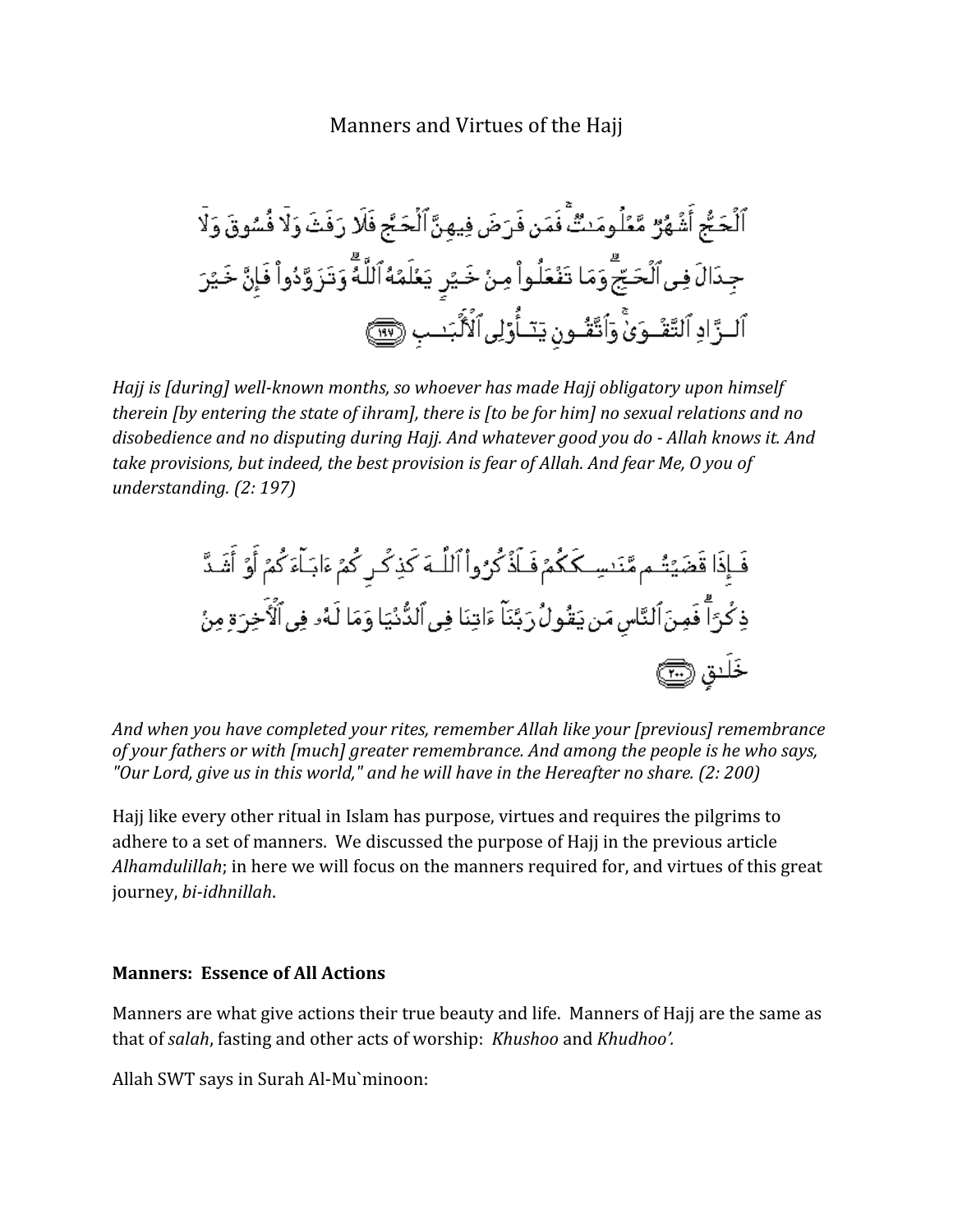# Manners and Virtues of the Hajj

ٱلْحَجُّ أَشْهُرٌ مَّعْلُومَٰتٌ ۚ فَمَن فَرَضَ فِيهِنَّ ٱلْحَجَّ فَلَا رَفَثَ وَلَا فُسُوقَ وَلَا جِدَالَ فِى ٱلْحَجِّ ۗ وَمَا تَفْعَلُوا۟ مِنْ خَيْرٍ يَعْلَمْهُ ٱللَّهُ ۗ وَتَزَوَّدُوا۟ فَإِنَّ خَيْرَ ٱلزَّادِ ٱلتَّقْوَىٰ ۚ وَٱتَّقُونِ يَٰٓأُو۟لِى ٱلْأَلْبَٰبِ ﴿١٩٧﴾

*Hajj is [during] well-known months, so whoever has made Hajj obligatory upon himself therein [by entering the state of ihram], there is [to be for him] no sexual relations and no disobedience and no disputing during Hajj. And whatever good you do - Allah knows it. And take provisions, but indeed, the best provision is fear of Allah. And fear Me, O you of understanding. (2: 197)*

فَإِذَا قَضَيْتُم مَّنَٰسِكَكُمْ فَٱذْكُرُوا۟ ٱللَّهَ كَذِكْرِكُمْ ءَابَآءَكُمْ أَوْ أَشَدَّ ذِكْرًا ۗ فَمِنَ ٱلنَّاسِ مَن يَقُولُ رَبَّنَآ ءَاتِنَا فِى ٱلدُّنْيَا وَمَا لَهُۥ فِى ٱلْءَاخِرَةِ مِنْ خَلَٰقٍ ﴿٢٠٠﴾

*And when you have completed your rites, remember Allah like your [previous] remembrance of your fathers or with [much] greater remembrance. And among the people is he who says, "Our Lord, give us in this world," and he will have in the Hereafter no share. (2: 200)*

Hajj like every other ritual in Islam has purpose, virtues and requires the pilgrims to adhere to a set of manners. We discussed the purpose of Hajj in the previous article *Alhamdulillah*; in here we will focus on the manners required for, and virtues of this great journey, *bi-idhnillah*.

**Manners: Essence of All Actions**

Manners are what give actions their true beauty and life. Manners of Hajj are the same as that of *salah*, fasting and other acts of worship: *Khushoo* and *Khudhoo'.*

Allah SWT says in Surah Al-Mu`minoon: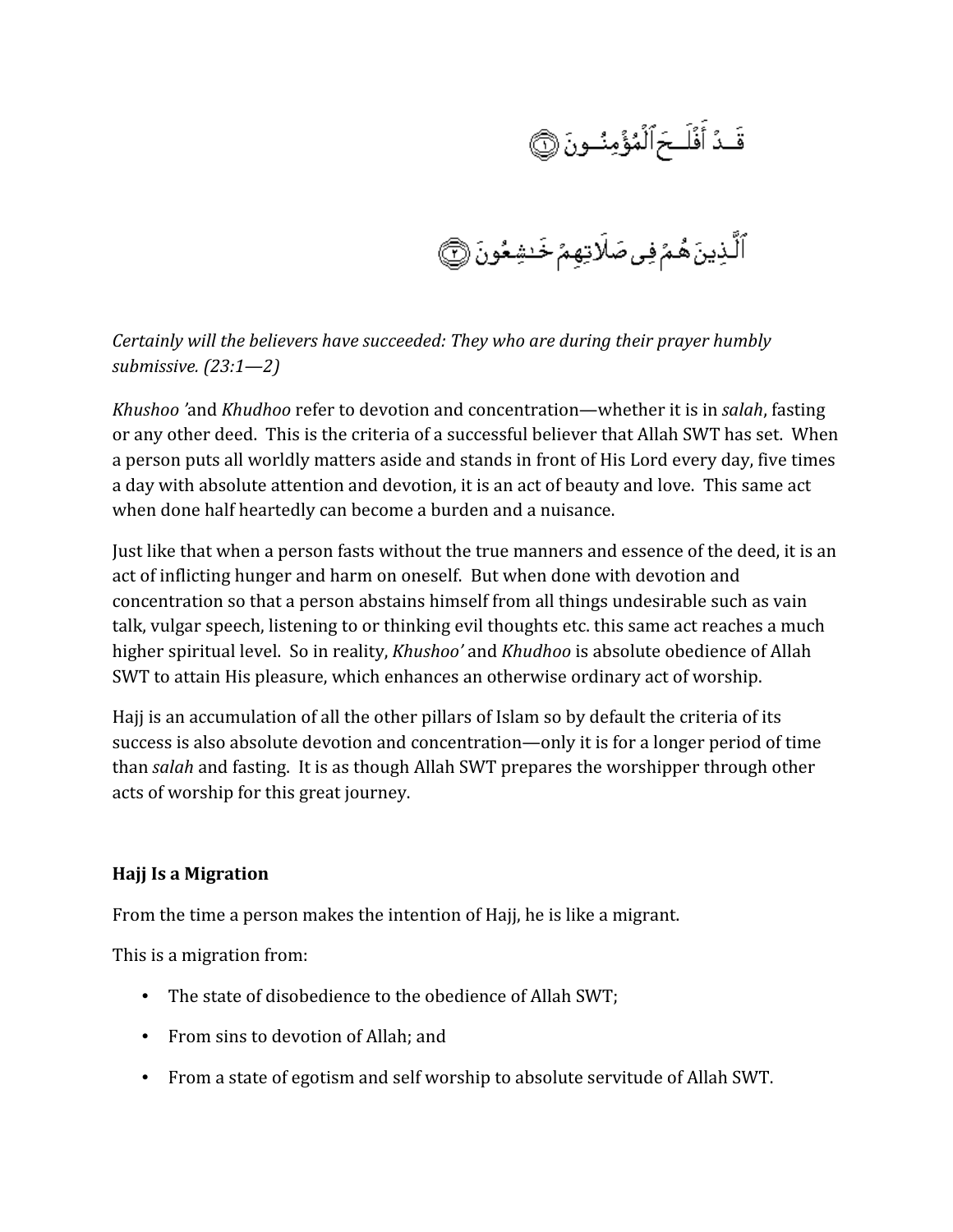قَدْ أَفْلَحَ ٱلْمُؤْمِنُونَ ﴿١﴾

ٱلَّذِينَ هُمْ فِى صَلَاتِهِمْ خَٰشِعُونَ ﴿٢﴾

*Certainly will the believers have succeeded: They who are during their prayer humbly submissive. (23:1—2)*

*Khushoo '*and *Khudhoo* refer to devotion and concentration—whether it is in *salah*, fasting or any other deed. This is the criteria of a successful believer that Allah SWT has set. When a person puts all worldly matters aside and stands in front of His Lord every day, five times a day with absolute attention and devotion, it is an act of beauty and love. This same act when done half heartedly can become a burden and a nuisance.

Just like that when a person fasts without the true manners and essence of the deed, it is an act of inflicting hunger and harm on oneself. But when done with devotion and concentration so that a person abstains himself from all things undesirable such as vain talk, vulgar speech, listening to or thinking evil thoughts etc. this same act reaches a much higher spiritual level. So in reality, *Khushoo'* and *Khudhoo* is absolute obedience of Allah SWT to attain His pleasure, which enhances an otherwise ordinary act of worship.

Hajj is an accumulation of all the other pillars of Islam so by default the criteria of its success is also absolute devotion and concentration—only it is for a longer period of time than *salah* and fasting. It is as though Allah SWT prepares the worshipper through other acts of worship for this great journey.

**Hajj Is a Migration**

From the time a person makes the intention of Hajj, he is like a migrant.

This is a migration from:

- The state of disobedience to the obedience of Allah SWT;
- From sins to devotion of Allah; and
- From a state of egotism and self worship to absolute servitude of Allah SWT.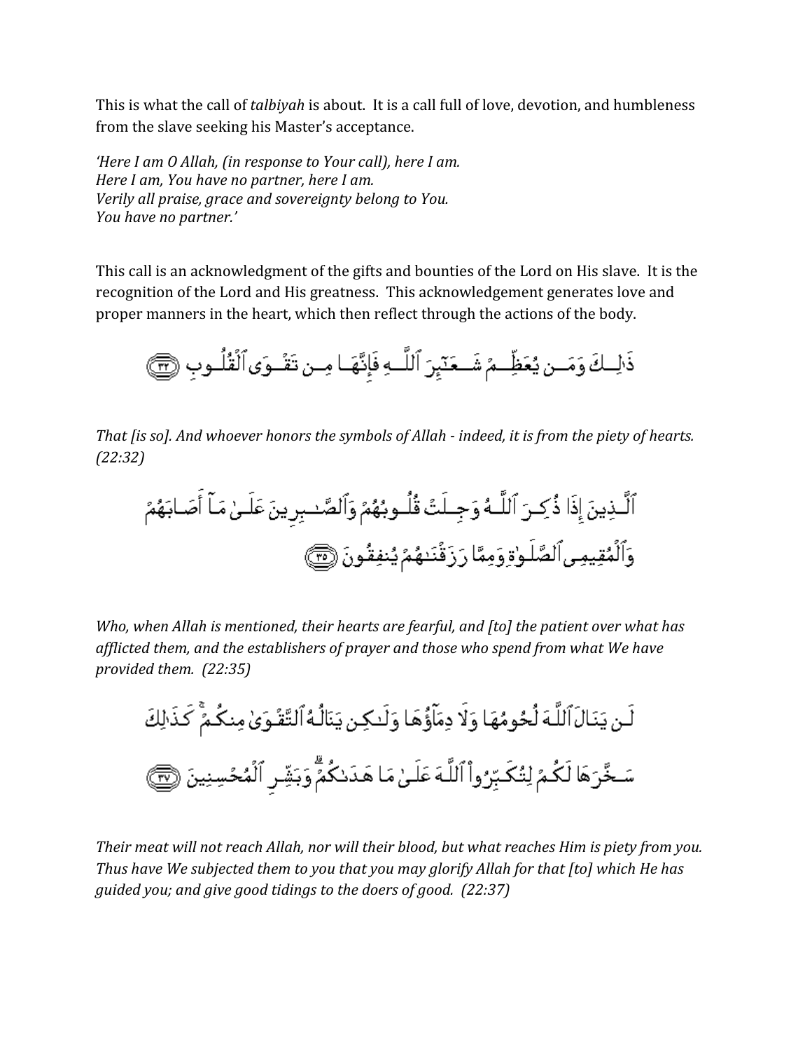This is what the call of *talbiyah* is about. It is a call full of love, devotion, and humbleness from the slave seeking his Master's acceptance.

*'Here I am O Allah, (in response to Your call), here I am.*
*Here I am, You have no partner, here I am.*
*Verily all praise, grace and sovereignty belong to You.*
*You have no partner.'*

This call is an acknowledgment of the gifts and bounties of the Lord on His slave. It is the recognition of the Lord and His greatness. This acknowledgement generates love and proper manners in the heart, which then reflect through the actions of the body.

ذَٰلِكَ وَمَن يُعَظِّمْ شَعَٰٓئِرَ ٱللَّهِ فَإِنَّهَا مِن تَقْوَى ٱلْقُلُوبِ ﴿٣٢﴾

*That [is so]. And whoever honors the symbols of Allah - indeed, it is from the piety of hearts. (22:32)*

ٱلَّذِينَ إِذَا ذُكِرَ ٱللَّهُ وَجِلَتْ قُلُوبُهُمْ وَٱلصَّٰبِرِينَ عَلَىٰ مَآ أَصَابَهُمْ وَٱلْمُقِيمِى ٱلصَّلَوٰةِ وَمِمَّا رَزَقْنَٰهُمْ يُنفِقُونَ ﴿٣٥﴾

*Who, when Allah is mentioned, their hearts are fearful, and [to] the patient over what has afflicted them, and the establishers of prayer and those who spend from what We have provided them. (22:35)*

لَن يَنَالَ ٱللَّهَ لُحُومُهَا وَلَا دِمَآؤُهَا وَلَٰكِن يَنَالُهُ ٱلتَّقْوَىٰ مِنكُمْ ۚ كَذَٰلِكَ سَخَّرَهَا لَكُمْ لِتُكَبِّرُوا۟ ٱللَّهَ عَلَىٰ مَا هَدَىٰكُمْ ۗ وَبَشِّرِ ٱلْمُحْسِنِينَ ﴿٣٧﴾

*Their meat will not reach Allah, nor will their blood, but what reaches Him is piety from you. Thus have We subjected them to you that you may glorify Allah for that [to] which He has guided you; and give good tidings to the doers of good. (22:37)*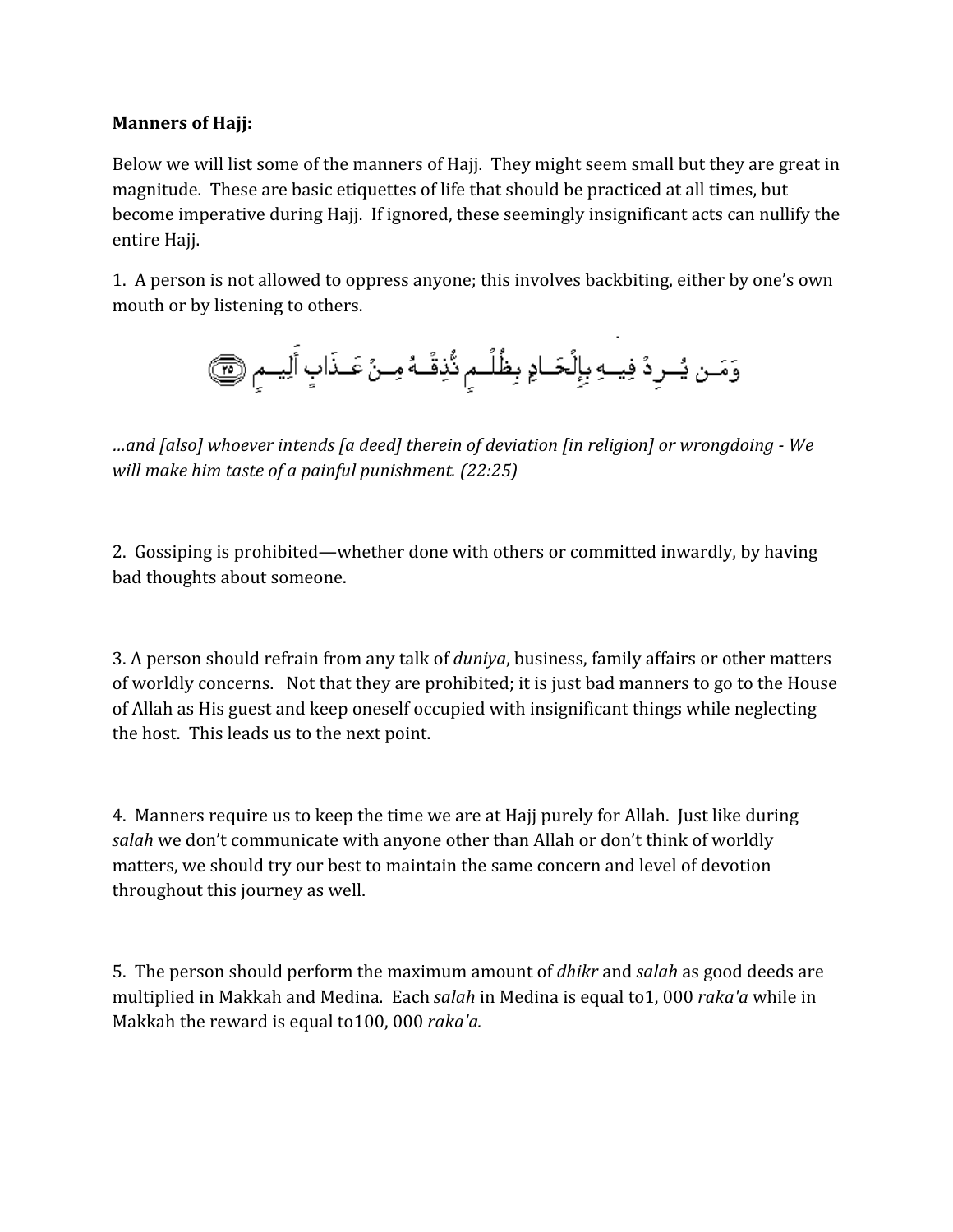**Manners of Hajj:**

Below we will list some of the manners of Hajj. They might seem small but they are great in magnitude. These are basic etiquettes of life that should be practiced at all times, but become imperative during Hajj. If ignored, these seemingly insignificant acts can nullify the entire Hajj.

1. A person is not allowed to oppress anyone; this involves backbiting, either by one's own mouth or by listening to others.

وَمَن يُرِدْ فِيهِ بِإِلْحَادٍ بِظُلْمٍ نُّذِقْهُ مِنْ عَذَابٍ أَلِيمٍ ﴿٢٥﴾

*…and [also] whoever intends [a deed] therein of deviation [in religion] or wrongdoing - We will make him taste of a painful punishment. (22:25)*

2. Gossiping is prohibited—whether done with others or committed inwardly, by having bad thoughts about someone.

3. A person should refrain from any talk of *duniya*, business, family affairs or other matters of worldly concerns. Not that they are prohibited; it is just bad manners to go to the House of Allah as His guest and keep oneself occupied with insignificant things while neglecting the host. This leads us to the next point.

4. Manners require us to keep the time we are at Hajj purely for Allah. Just like during *salah* we don't communicate with anyone other than Allah or don't think of worldly matters, we should try our best to maintain the same concern and level of devotion throughout this journey as well.

5. The person should perform the maximum amount of *dhikr* and *salah* as good deeds are multiplied in Makkah and Medina. Each *salah* in Medina is equal to1, 000 *raka'a* while in Makkah the reward is equal to100, 000 *raka'a.*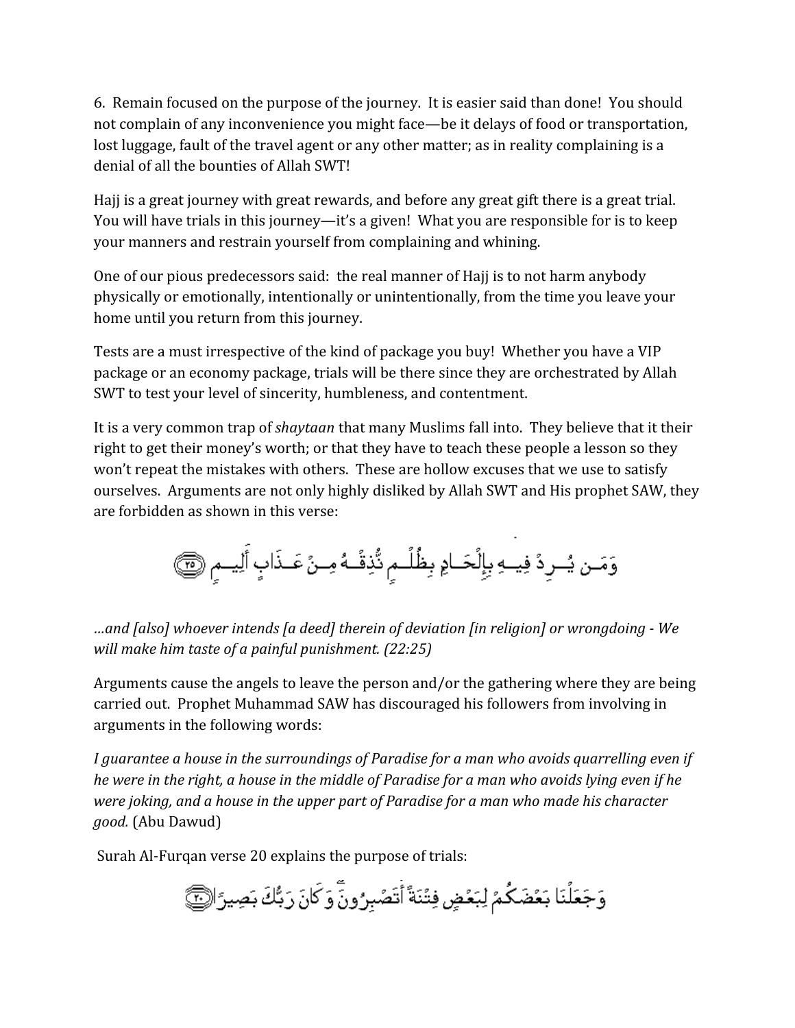6.  Remain focused on the purpose of the journey.  It is easier said than done!  You should not complain of any inconvenience you might face—be it delays of food or transportation, lost luggage, fault of the travel agent or any other matter; as in reality complaining is a denial of all the bounties of Allah SWT!

Hajj is a great journey with great rewards, and before any great gift there is a great trial.  You will have trials in this journey—it's a given!  What you are responsible for is to keep your manners and restrain yourself from complaining and whining.

One of our pious predecessors said:  the real manner of Hajj is to not harm anybody physically or emotionally, intentionally or unintentionally, from the time you leave your home until you return from this journey.

Tests are a must irrespective of the kind of package you buy!  Whether you have a VIP package or an economy package, trials will be there since they are orchestrated by Allah SWT to test your level of sincerity, humbleness, and contentment.

It is a very common trap of *shaytaan* that many Muslims fall into.  They believe that it their right to get their money's worth; or that they have to teach these people a lesson so they won't repeat the mistakes with others.  These are hollow excuses that we use to satisfy ourselves.  Arguments are not only highly disliked by Allah SWT and His prophet SAW, they are forbidden as shown in this verse:

وَمَن يُرِدْ فِيهِ بِإِلْحَادٍ بِظُلْمٍ نُّذِقْهُ مِنْ عَذَابٍ أَلِيمٍ ﴿٢٥﴾

*…and [also] whoever intends [a deed] therein of deviation [in religion] or wrongdoing - We will make him taste of a painful punishment. (22:25)*

Arguments cause the angels to leave the person and/or the gathering where they are being carried out.  Prophet Muhammad SAW has discouraged his followers from involving in arguments in the following words:

*I guarantee a house in the surroundings of Paradise for a man who avoids quarrelling even if he were in the right, a house in the middle of Paradise for a man who avoids lying even if he were joking, and a house in the upper part of Paradise for a man who made his character good.* (Abu Dawud)

Surah Al-Furqan verse 20 explains the purpose of trials:

وَجَعَلْنَا بَعْضَكُمْ لِبَعْضٍ فِتْنَةً أَتَصْبِرُونَ وَكَانَ رَبُّكَ بَصِيرًا ﴿٢٠﴾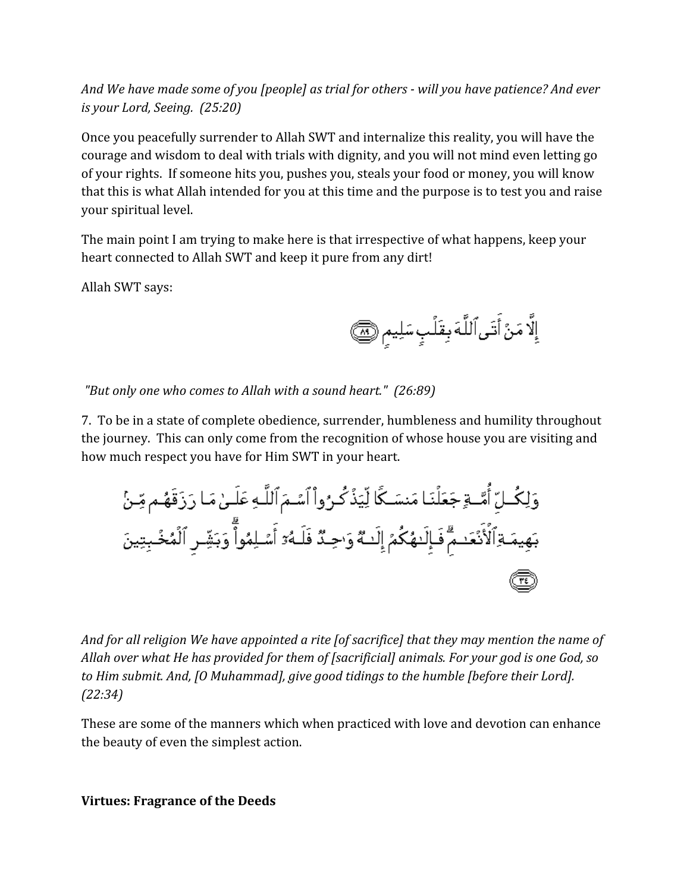*And We have made some of you [people] as trial for others - will you have patience? And ever is your Lord, Seeing. (25:20)*

Once you peacefully surrender to Allah SWT and internalize this reality, you will have the courage and wisdom to deal with trials with dignity, and you will not mind even letting go of your rights. If someone hits you, pushes you, steals your food or money, you will know that this is what Allah intended for you at this time and the purpose is to test you and raise your spiritual level.

The main point I am trying to make here is that irrespective of what happens, keep your heart connected to Allah SWT and keep it pure from any dirt!

Allah SWT says:

إِلَّا مَنْ أَتَى ٱللَّهَ بِقَلْبٍ سَلِيمٍ ﴿٨٩﴾

*"But only one who comes to Allah with a sound heart." (26:89)*

7. To be in a state of complete obedience, surrender, humbleness and humility throughout the journey. This can only come from the recognition of whose house you are visiting and how much respect you have for Him SWT in your heart.

وَلِكُلِّ أُمَّةٍ جَعَلْنَا مَنسَكًا لِّيَذْكُرُوا۟ ٱسْمَ ٱللَّهِ عَلَىٰ مَا رَزَقَهُم مِّنۢ بَهِيمَةِ ٱلْأَنْعَٰمِ ۗ فَإِلَٰهُكُمْ إِلَٰهٌ وَٰحِدٌ فَلَهُۥٓ أَسْلِمُوا۟ ۗ وَبَشِّرِ ٱلْمُخْبِتِينَ ﴿٣٤﴾

*And for all religion We have appointed a rite [of sacrifice] that they may mention the name of Allah over what He has provided for them of [sacrificial] animals. For your god is one God, so to Him submit. And, [O Muhammad], give good tidings to the humble [before their Lord]. (22:34)*

These are some of the manners which when practiced with love and devotion can enhance the beauty of even the simplest action.

**Virtues: Fragrance of the Deeds**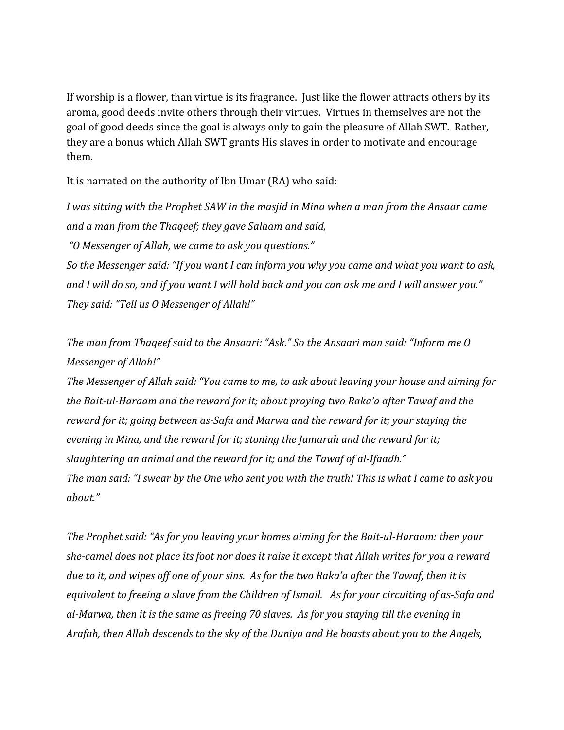If worship is a flower, than virtue is its fragrance. Just like the flower attracts others by its aroma, good deeds invite others through their virtues. Virtues in themselves are not the goal of good deeds since the goal is always only to gain the pleasure of Allah SWT. Rather, they are a bonus which Allah SWT grants His slaves in order to motivate and encourage them.

It is narrated on the authority of Ibn Umar (RA) who said:

*I was sitting with the Prophet SAW in the masjid in Mina when a man from the Ansaar came and a man from the Thaqeef; they gave Salaam and said,*
*"O Messenger of Allah, we came to ask you questions."*
*So the Messenger said: "If you want I can inform you why you came and what you want to ask, and I will do so, and if you want I will hold back and you can ask me and I will answer you."*
*They said: "Tell us O Messenger of Allah!"*

*The man from Thaqeef said to the Ansaari: "Ask." So the Ansaari man said: "Inform me O Messenger of Allah!"*
*The Messenger of Allah said: "You came to me, to ask about leaving your house and aiming for the Bait-ul-Haraam and the reward for it; about praying two Raka'a after Tawaf and the reward for it; going between as-Safa and Marwa and the reward for it; your staying the evening in Mina, and the reward for it; stoning the Jamarah and the reward for it; slaughtering an animal and the reward for it; and the Tawaf of al-Ifaadh."*
*The man said: "I swear by the One who sent you with the truth! This is what I came to ask you about."*

*The Prophet said: "As for you leaving your homes aiming for the Bait-ul-Haraam: then your she-camel does not place its foot nor does it raise it except that Allah writes for you a reward due to it, and wipes off one of your sins. As for the two Raka'a after the Tawaf, then it is equivalent to freeing a slave from the Children of Ismail. As for your circuiting of as-Safa and al-Marwa, then it is the same as freeing 70 slaves. As for you staying till the evening in Arafah, then Allah descends to the sky of the Duniya and He boasts about you to the Angels,*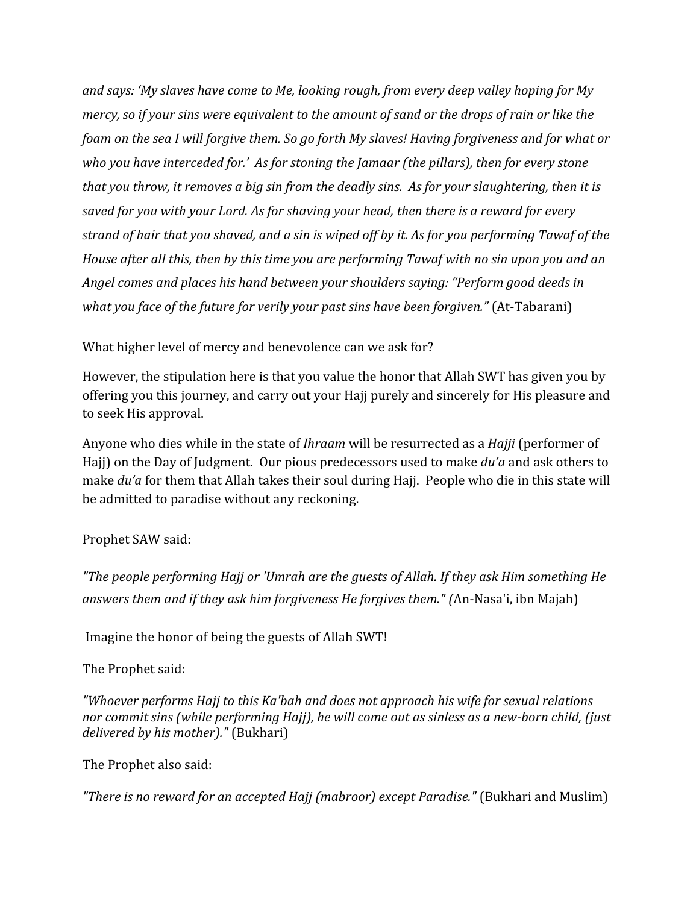*and says: 'My slaves have come to Me, looking rough, from every deep valley hoping for My mercy, so if your sins were equivalent to the amount of sand or the drops of rain or like the foam on the sea I will forgive them. So go forth My slaves! Having forgiveness and for what or who you have interceded for.' As for stoning the Jamaar (the pillars), then for every stone that you throw, it removes a big sin from the deadly sins. As for your slaughtering, then it is saved for you with your Lord. As for shaving your head, then there is a reward for every strand of hair that you shaved, and a sin is wiped off by it. As for you performing Tawaf of the House after all this, then by this time you are performing Tawaf with no sin upon you and an Angel comes and places his hand between your shoulders saying: "Perform good deeds in what you face of the future for verily your past sins have been forgiven."* (At-Tabarani)

What higher level of mercy and benevolence can we ask for?

However, the stipulation here is that you value the honor that Allah SWT has given you by offering you this journey, and carry out your Hajj purely and sincerely for His pleasure and to seek His approval.

Anyone who dies while in the state of *Ihraam* will be resurrected as a *Hajji* (performer of Hajj) on the Day of Judgment. Our pious predecessors used to make *du'a* and ask others to make *du'a* for them that Allah takes their soul during Hajj. People who die in this state will be admitted to paradise without any reckoning.

Prophet SAW said:

*"The people performing Hajj or 'Umrah are the guests of Allah. If they ask Him something He answers them and if they ask him forgiveness He forgives them." (*An-Nasa'i, ibn Majah)

Imagine the honor of being the guests of Allah SWT!

The Prophet said:

*"Whoever performs Hajj to this Ka'bah and does not approach his wife for sexual relations nor commit sins (while performing Hajj), he will come out as sinless as a new-born child, (just delivered by his mother)."* (Bukhari)

The Prophet also said:

*"There is no reward for an accepted Hajj (mabroor) except Paradise."* (Bukhari and Muslim)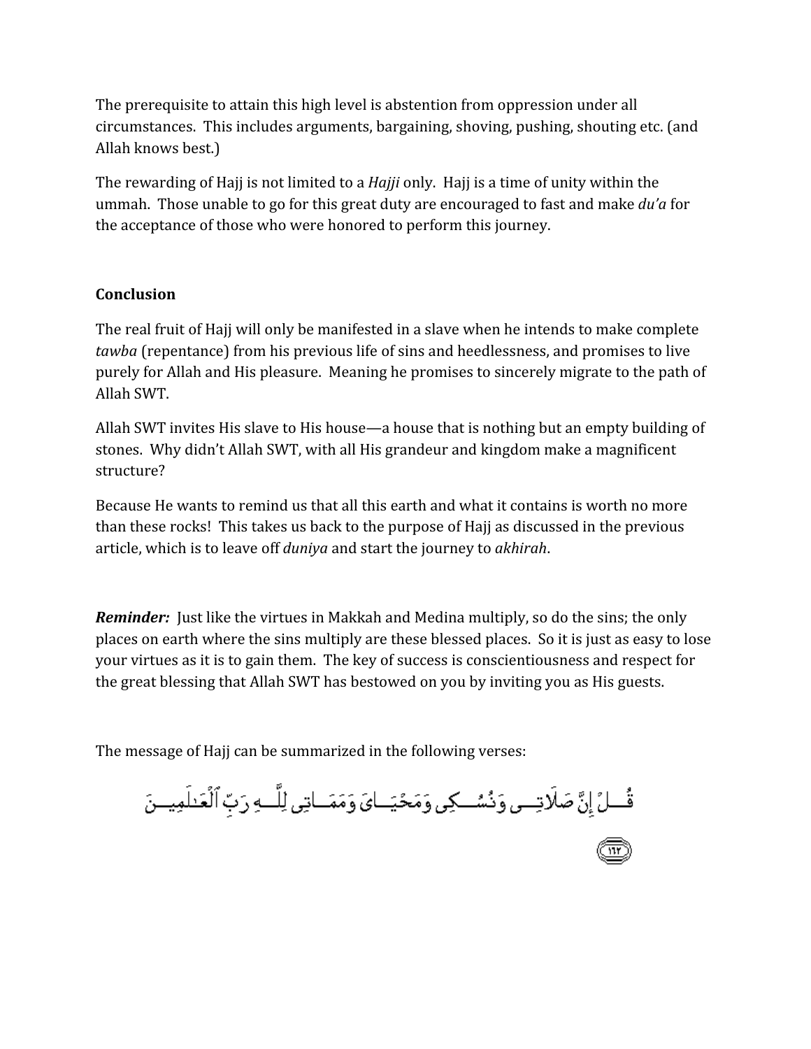The prerequisite to attain this high level is abstention from oppression under all circumstances. This includes arguments, bargaining, shoving, pushing, shouting etc. (and Allah knows best.)

The rewarding of Hajj is not limited to a *Hajji* only. Hajj is a time of unity within the ummah. Those unable to go for this great duty are encouraged to fast and make *du'a* for the acceptance of those who were honored to perform this journey.

**Conclusion**

The real fruit of Hajj will only be manifested in a slave when he intends to make complete *tawba* (repentance) from his previous life of sins and heedlessness, and promises to live purely for Allah and His pleasure. Meaning he promises to sincerely migrate to the path of Allah SWT.

Allah SWT invites His slave to His house—a house that is nothing but an empty building of stones. Why didn't Allah SWT, with all His grandeur and kingdom make a magnificent structure?

Because He wants to remind us that all this earth and what it contains is worth no more than these rocks! This takes us back to the purpose of Hajj as discussed in the previous article, which is to leave off *duniya* and start the journey to *akhirah*.

***Reminder:*** Just like the virtues in Makkah and Medina multiply, so do the sins; the only places on earth where the sins multiply are these blessed places. So it is just as easy to lose your virtues as it is to gain them. The key of success is conscientiousness and respect for the great blessing that Allah SWT has bestowed on you by inviting you as His guests.

The message of Hajj can be summarized in the following verses:

قُلْ إِنَّ صَلَاتِي وَنُسُكِي وَمَحْيَايَ وَمَمَاتِي لِلَّهِ رَبِّ ٱلْعَٰلَمِينَ ﴿١٦٢﴾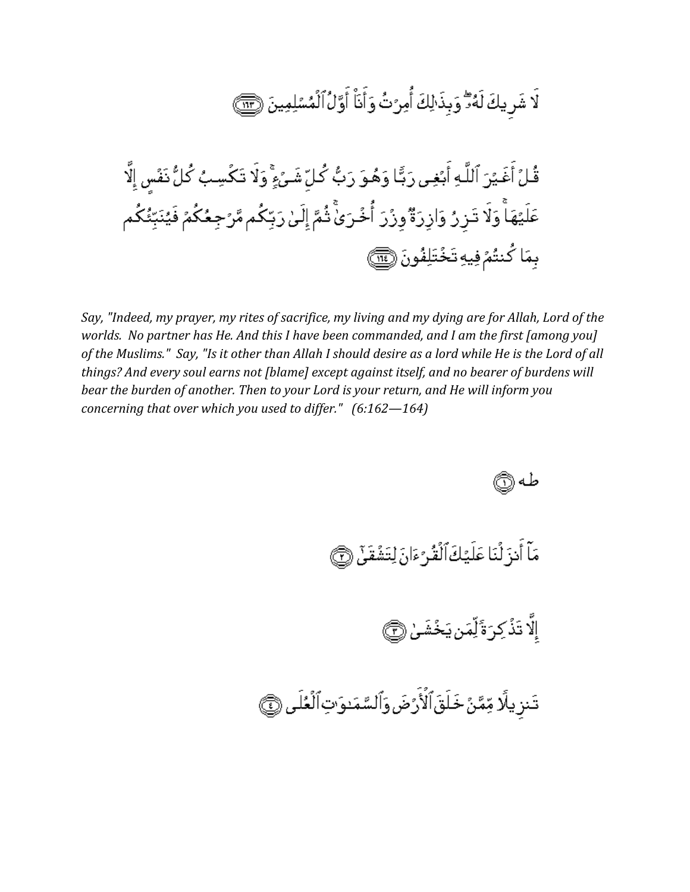لَا شَرِيكَ لَهُۥ ۖ وَبِذَٰلِكَ أُمِرْتُ وَأَنَا۠ أَوَّلُ ٱلْمُسْلِمِينَ ﴿١٦٣﴾

قُلْ أَغَيْرَ ٱللَّهِ أَبْغِى رَبًّا وَهُوَ رَبُّ كُلِّ شَىْءٍ ۚ وَلَا تَكْسِبُ كُلُّ نَفْسٍ إِلَّا عَلَيْهَا ۚ وَلَا تَزِرُ وَازِرَةٌ وِزْرَ أُخْرَىٰ ۚ ثُمَّ إِلَىٰ رَبِّكُم مَّرْجِعُكُمْ فَيُنَبِّئُكُم بِمَا كُنتُمْ فِيهِ تَخْتَلِفُونَ ﴿١٦٤﴾

*Say, "Indeed, my prayer, my rites of sacrifice, my living and my dying are for Allah, Lord of the worlds. No partner has He. And this I have been commanded, and I am the first [among you] of the Muslims." Say, "Is it other than Allah I should desire as a lord while He is the Lord of all things? And every soul earns not [blame] except against itself, and no bearer of burdens will bear the burden of another. Then to your Lord is your return, and He will inform you concerning that over which you used to differ." (6:162—164)*

طه ﴿١﴾

مَآ أَنزَلْنَا عَلَيْكَ ٱلْقُرْءَانَ لِتَشْقَىٰٓ ﴿٢﴾

إِلَّا تَذْكِرَةً لِّمَن يَخْشَىٰ ﴿٣﴾

تَنزِيلًا مِّمَّنْ خَلَقَ ٱلْأَرْضَ وَٱلسَّمَٰوَٰتِ ٱلْعُلَى ﴿٤﴾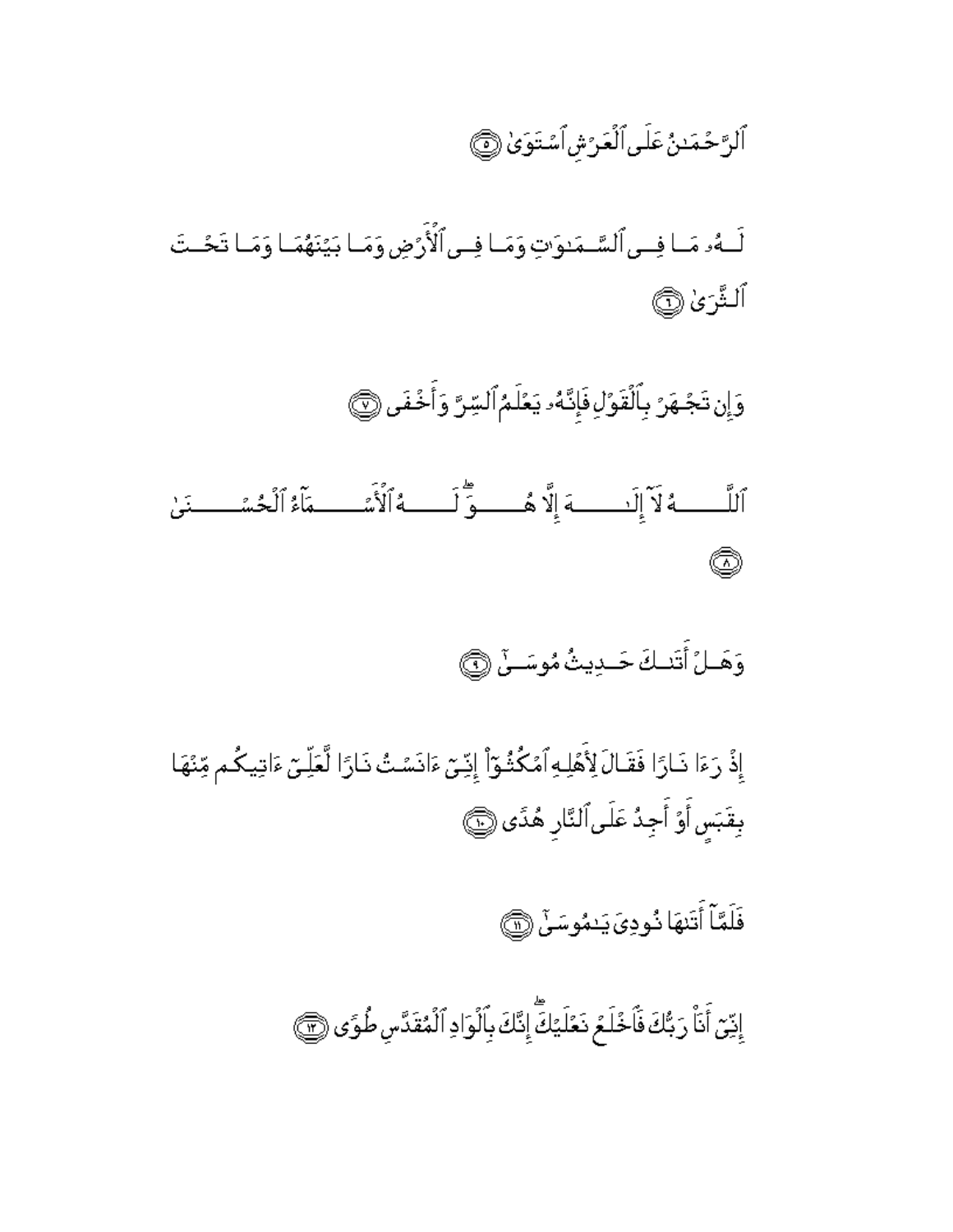ٱلرَّحۡمَٰنُ عَلَى ٱلۡعَرۡشِ ٱسۡتَوَىٰ ﴿٥﴾

لَهُۥ مَا فِي ٱلسَّمَٰوَٰتِ وَمَا فِي ٱلۡأَرۡضِ وَمَا بَيۡنَهُمَا وَمَا تَحۡتَ ٱلثَّرَىٰ ﴿٦﴾

وَإِن تَجۡهَرۡ بِٱلۡقَوۡلِ فَإِنَّهُۥ يَعۡلَمُ ٱلسِّرَّ وَأَخۡفَى ﴿٧﴾

ٱللَّهُ لَآ إِلَٰهَ إِلَّا هُوَۖ لَهُ ٱلۡأَسۡمَآءُ ٱلۡحُسۡنَىٰ ﴿٨﴾

وَهَلۡ أَتَىٰكَ حَدِيثُ مُوسَىٰٓ ﴿٩﴾

إِذۡ رَءَا نَارٗا فَقَالَ لِأَهۡلِهِ ٱمۡكُثُوٓاْ إِنِّيٓ ءَانَسۡتُ نَارٗا لَّعَلِّيٓ ءَاتِيكُم مِّنۡهَا بِقَبَسٍ أَوۡ أَجِدُ عَلَى ٱلنَّارِ هُدٗى ﴿١٠﴾

فَلَمَّآ أَتَىٰهَا نُودِيَ يَٰمُوسَىٰٓ ﴿١١﴾

إِنِّيٓ أَنَا۠ رَبُّكَ فَٱخۡلَعۡ نَعۡلَيۡكَ إِنَّكَ بِٱلۡوَادِ ٱلۡمُقَدَّسِ طُوٗى ﴿١٢﴾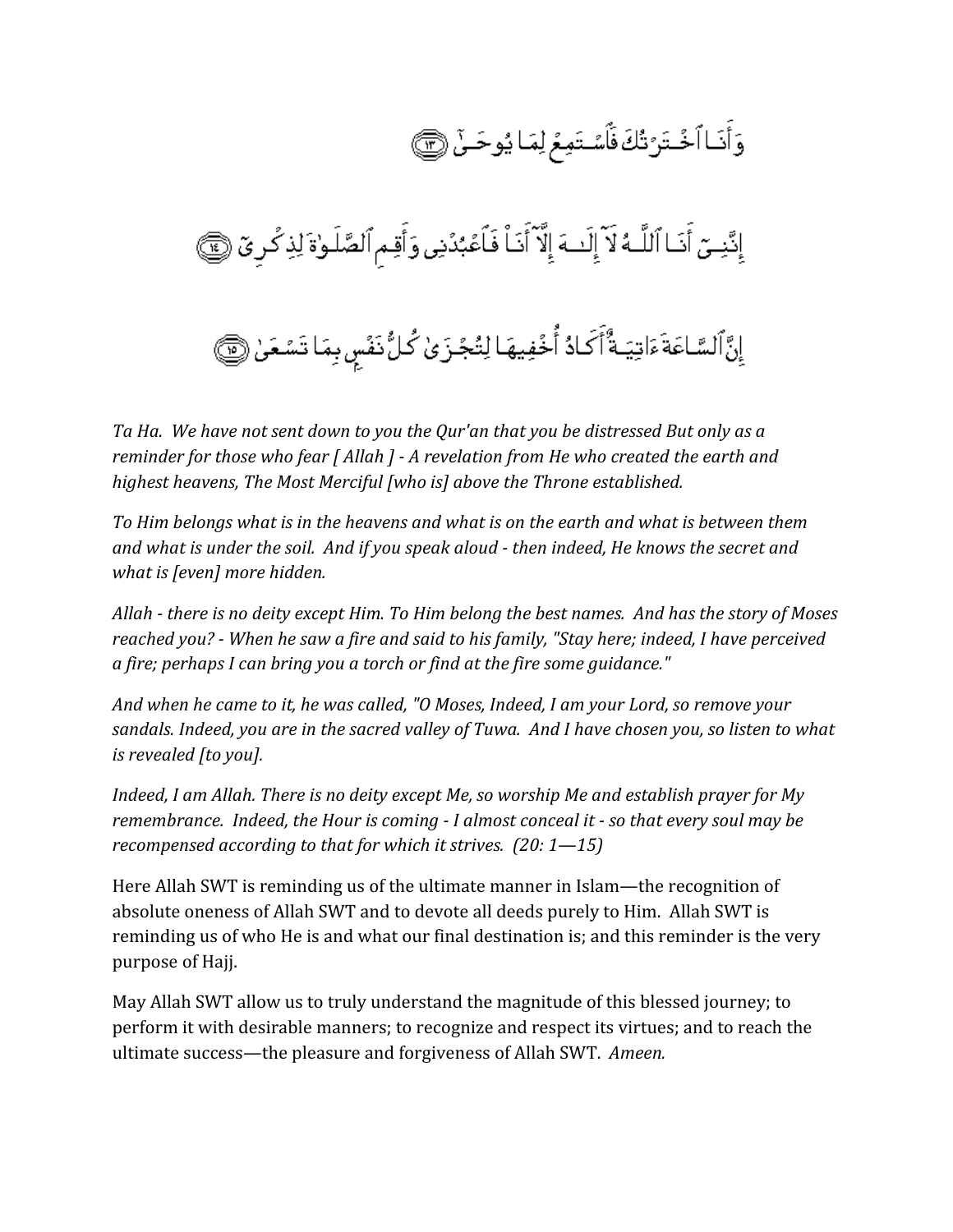وَأَنَا ٱخۡتَرۡتُكَ فَٱسۡتَمِعۡ لِمَا يُوحَىٰٓ ﴿١٣﴾

إِنَّنِيٓ أَنَا ٱللَّهُ لَآ إِلَٰهَ إِلَّآ أَنَا۠ فَٱعۡبُدۡنِي وَأَقِمِ ٱلصَّلَوٰةَ لِذِكۡرِيٓ ﴿١٤﴾

إِنَّ ٱلسَّاعَةَ ءَاتِيَةٌ أَكَادُ أُخۡفِيهَا لِتُجۡزَىٰ كُلُّ نَفۡسِۭ بِمَا تَسۡعَىٰ ﴿١٥﴾

*Ta Ha. We have not sent down to you the Qur'an that you be distressed But only as a reminder for those who fear [ Allah ] - A revelation from He who created the earth and highest heavens, The Most Merciful [who is] above the Throne established.*

*To Him belongs what is in the heavens and what is on the earth and what is between them and what is under the soil. And if you speak aloud - then indeed, He knows the secret and what is [even] more hidden.*

*Allah - there is no deity except Him. To Him belong the best names. And has the story of Moses reached you? - When he saw a fire and said to his family, "Stay here; indeed, I have perceived a fire; perhaps I can bring you a torch or find at the fire some guidance."*

*And when he came to it, he was called, "O Moses, Indeed, I am your Lord, so remove your sandals. Indeed, you are in the sacred valley of Tuwa. And I have chosen you, so listen to what is revealed [to you].*

*Indeed, I am Allah. There is no deity except Me, so worship Me and establish prayer for My remembrance. Indeed, the Hour is coming - I almost conceal it - so that every soul may be recompensed according to that for which it strives. (20: 1—15)*

Here Allah SWT is reminding us of the ultimate manner in Islam—the recognition of absolute oneness of Allah SWT and to devote all deeds purely to Him. Allah SWT is reminding us of who He is and what our final destination is; and this reminder is the very purpose of Hajj.

May Allah SWT allow us to truly understand the magnitude of this blessed journey; to perform it with desirable manners; to recognize and respect its virtues; and to reach the ultimate success—the pleasure and forgiveness of Allah SWT. *Ameen.*